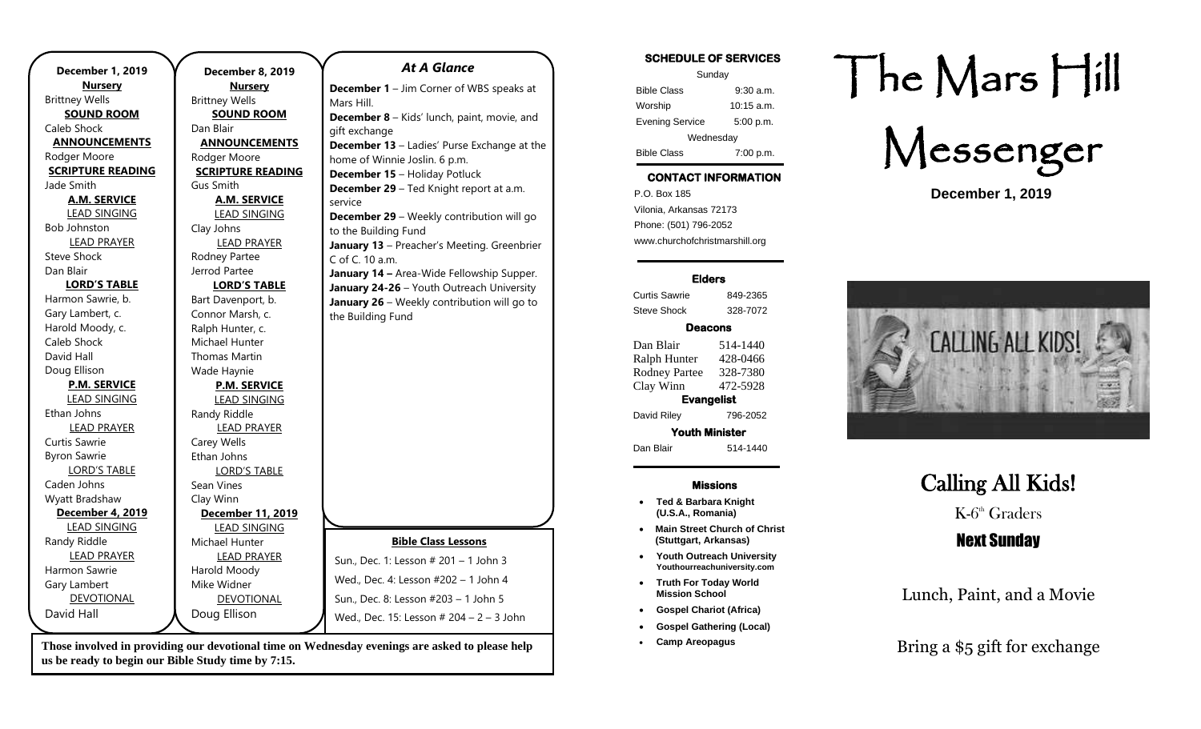**December 1, 2019**

**Nursery**
Brittney Wells

**SOUND ROOM**
Caleb Shock

**ANNOUNCEMENTS**
Rodger Moore

**SCRIPTURE READING**
Jade Smith

**A.M. SERVICE**

LEAD SINGING
Bob Johnston

LEAD PRAYER
Steve Shock
Dan Blair

**LORD'S TABLE**
Harmon Sawrie, b.
Gary Lambert, c.
Harold Moody, c.
Caleb Shock
David Hall
Doug Ellison

**P.M. SERVICE**

LEAD SINGING
Ethan Johns

LEAD PRAYER
Curtis Sawrie
Byron Sawrie

LORD'S TABLE
Caden Johns
Wyatt Bradshaw

**December 4, 2019**

LEAD SINGING
Randy Riddle

LEAD PRAYER
Harmon Sawrie
Gary Lambert

DEVOTIONAL
David Hall

**December 8, 2019**

**Nursery**
Brittney Wells

**SOUND ROOM**
Dan Blair

**ANNOUNCEMENTS**
Rodger Moore

**SCRIPTURE READING**
Gus Smith

**A.M. SERVICE**

LEAD SINGING
Clay Johns

LEAD PRAYER
Rodney Partee
Jerrod Partee

**LORD'S TABLE**
Bart Davenport, b.
Connor Marsh, c.
Ralph Hunter, c.
Michael Hunter
Thomas Martin
Wade Haynie

**P.M. SERVICE**

LEAD SINGING
Randy Riddle

LEAD PRAYER
Carey Wells
Ethan Johns

LORD'S TABLE
Sean Vines
Clay Winn

**December 11, 2019**

LEAD SINGING
Michael Hunter

LEAD PRAYER
Harold Moody
Mike Widner

DEVOTIONAL
Doug Ellison

## *At A Glance*

**December 1** – Jim Corner of WBS speaks at Mars Hill.
**December 8** – Kids' lunch, paint, movie, and gift exchange
**December 13** – Ladies' Purse Exchange at the home of Winnie Joslin. 6 p.m.
**December 15** – Holiday Potluck
**December 29** – Ted Knight report at a.m. service
**December 29** – Weekly contribution will go to the Building Fund
**January 13** – Preacher's Meeting. Greenbrier C of C. 10 a.m.
**January 14 –** Area-Wide Fellowship Supper.
**January 24-26** – Youth Outreach University
**January 26** – Weekly contribution will go to the Building Fund

**Bible Class Lessons**

Sun., Dec. 1: Lesson # 201 – 1 John 3
Wed., Dec. 4: Lesson #202 – 1 John 4
Sun., Dec. 8: Lesson #203 – 1 John 5
Wed., Dec. 15: Lesson # 204 – 2 – 3 John

**Those involved in providing our devotional time on Wednesday evenings are asked to please help us be ready to begin our Bible Study time by 7:15.**

**SCHEDULE OF SERVICES**

| Sunday | |
|---|---|
| Bible Class | 9:30 a.m. |
| Worship | 10:15 a.m. |
| Evening Service | 5:00 p.m. |
| Wednesday | |
| Bible Class | 7:00 p.m. |

**CONTACT INFORMATION**

P.O. Box 185
Vilonia, Arkansas 72173
Phone: (501) 796-2052
www.churchofchristmarshill.org

**Elders**

| | |
|---|---|
| Curtis Sawrie | 849-2365 |
| Steve Shock | 328-7072 |

**Deacons**

| | |
|---|---|
| Dan Blair | 514-1440 |
| Ralph Hunter | 428-0466 |
| Rodney Partee | 328-7380 |
| Clay Winn | 472-5928 |

**Evangelist**

| | |
|---|---|
| David Riley | 796-2052 |

**Youth Minister**

| | |
|---|---|
| Dan Blair | 514-1440 |

**Missions**

- **Ted & Barbara Knight (U.S.A., Romania)**
- **Main Street Church of Christ (Stuttgart, Arkansas)**
- **Youth Outreach University Youthourreachuniversity.com**
- **Truth For Today World Mission School**
- **Gospel Chariot (Africa)**
- **Gospel Gathering (Local)**
- **Camp Areopagus**

# The Mars Hill Messenger

**December 1, 2019**

## Calling All Kids!

K-6th Graders

**Next Sunday**

Lunch, Paint, and a Movie

Bring a $5 gift for exchange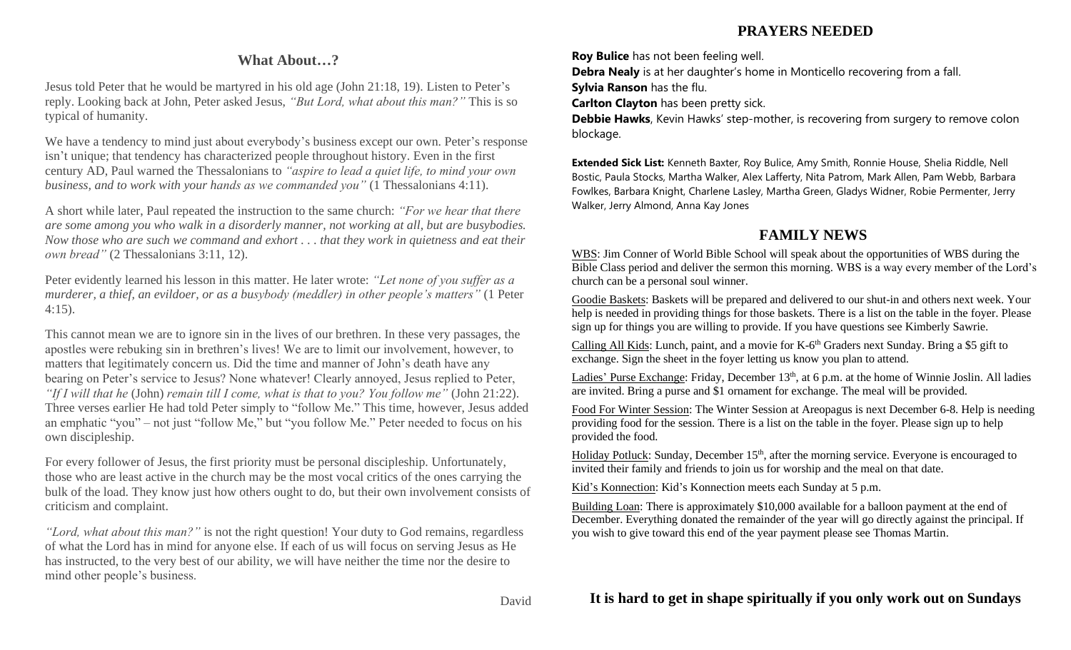## What About…?

Jesus told Peter that he would be martyred in his old age (John 21:18, 19). Listen to Peter's reply. Looking back at John, Peter asked Jesus, *"But Lord, what about this man?"* This is so typical of humanity.

We have a tendency to mind just about everybody's business except our own. Peter's response isn't unique; that tendency has characterized people throughout history. Even in the first century AD, Paul warned the Thessalonians to *"aspire to lead a quiet life, to mind your own business, and to work with your hands as we commanded you"* (1 Thessalonians 4:11).

A short while later, Paul repeated the instruction to the same church: *"For we hear that there are some among you who walk in a disorderly manner, not working at all, but are busybodies. Now those who are such we command and exhort . . . that they work in quietness and eat their own bread"* (2 Thessalonians 3:11, 12).

Peter evidently learned his lesson in this matter. He later wrote: *"Let none of you suffer as a murderer, a thief, an evildoer, or as a busybody (meddler) in other people's matters"* (1 Peter 4:15).

This cannot mean we are to ignore sin in the lives of our brethren. In these very passages, the apostles were rebuking sin in brethren's lives! We are to limit our involvement, however, to matters that legitimately concern us. Did the time and manner of John's death have any bearing on Peter's service to Jesus? None whatever! Clearly annoyed, Jesus replied to Peter, *"If I will that he* (John) *remain till I come, what is that to you? You follow me"* (John 21:22). Three verses earlier He had told Peter simply to "follow Me." This time, however, Jesus added an emphatic "you" – not just "follow Me," but "you follow Me." Peter needed to focus on his own discipleship.

For every follower of Jesus, the first priority must be personal discipleship. Unfortunately, those who are least active in the church may be the most vocal critics of the ones carrying the bulk of the load. They know just how others ought to do, but their own involvement consists of criticism and complaint.

*"Lord, what about this man?"* is not the right question! Your duty to God remains, regardless of what the Lord has in mind for anyone else. If each of us will focus on serving Jesus as He has instructed, to the very best of our ability, we will have neither the time nor the desire to mind other people's business.

David

## PRAYERS NEEDED

**Roy Bulice** has not been feeling well.
**Debra Nealy** is at her daughter's home in Monticello recovering from a fall.
**Sylvia Ranson** has the flu.
**Carlton Clayton** has been pretty sick.
**Debbie Hawks**, Kevin Hawks' step-mother, is recovering from surgery to remove colon blockage.

**Extended Sick List:** Kenneth Baxter, Roy Bulice, Amy Smith, Ronnie House, Shelia Riddle, Nell Bostic, Paula Stocks, Martha Walker, Alex Lafferty, Nita Patrom, Mark Allen, Pam Webb, Barbara Fowlkes, Barbara Knight, Charlene Lasley, Martha Green, Gladys Widner, Robie Permenter, Jerry Walker, Jerry Almond, Anna Kay Jones

## FAMILY NEWS

WBS: Jim Conner of World Bible School will speak about the opportunities of WBS during the Bible Class period and deliver the sermon this morning. WBS is a way every member of the Lord's church can be a personal soul winner.

Goodie Baskets: Baskets will be prepared and delivered to our shut-in and others next week. Your help is needed in providing things for those baskets. There is a list on the table in the foyer. Please sign up for things you are willing to provide. If you have questions see Kimberly Sawrie.

Calling All Kids: Lunch, paint, and a movie for K-6th Graders next Sunday. Bring a $5 gift to exchange. Sign the sheet in the foyer letting us know you plan to attend.

Ladies' Purse Exchange: Friday, December 13th, at 6 p.m. at the home of Winnie Joslin. All ladies are invited. Bring a purse and $1 ornament for exchange. The meal will be provided.

Food For Winter Session: The Winter Session at Areopagus is next December 6-8. Help is needing providing food for the session. There is a list on the table in the foyer. Please sign up to help provided the food.

Holiday Potluck: Sunday, December 15th, after the morning service. Everyone is encouraged to invited their family and friends to join us for worship and the meal on that date.

Kid's Konnection: Kid's Konnection meets each Sunday at 5 p.m.

Building Loan: There is approximately $10,000 available for a balloon payment at the end of December. Everything donated the remainder of the year will go directly against the principal. If you wish to give toward this end of the year payment please see Thomas Martin.

**It is hard to get in shape spiritually if you only work out on Sundays**